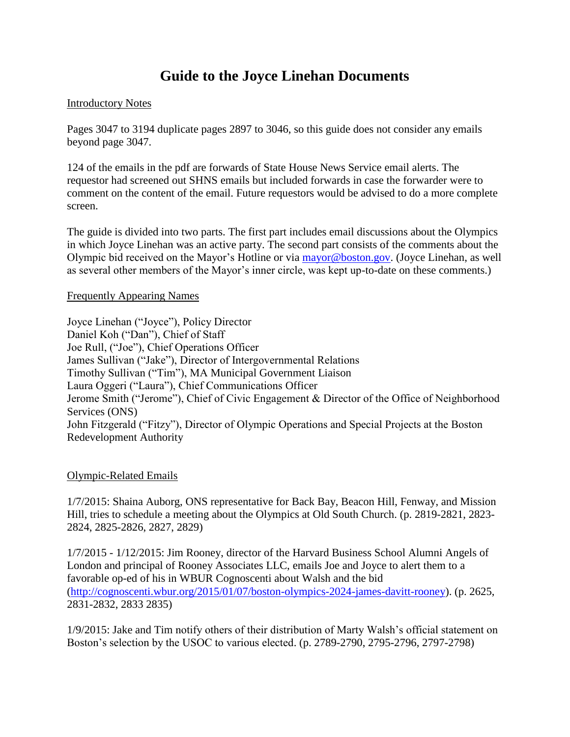# Guide to the Joyce Linehan Documents

## Introductory Notes

Pages 3047 to 3194 duplicate pages 2897 to 3046, so this guide does not consider any emails beyond page 3047.

124 of the emails in the pdf are forwards of State House News Service email alerts. The requestor had screened out SHNS emails but included forwards in case the forwarder were to comment on the content of the email. Future requestors would be advised to do a more complete screen.

The guide is divided into two parts. The first part includes email discussions about the Olympics in which Joyce Linehan was an active party. The second part consists of the comments about the Olympic bid received on the Mayor's Hotline or via [mayor@boston.gov](mailto:mayor@boston.gov). (Joyce Linehan, as well as several other members of the Mayor's inner circle, was kept up-to-date on these comments.)

## Frequently Appearing Names

Joyce Linehan ("Joyce"), Policy Director
Daniel Koh ("Dan"), Chief of Staff
Joe Rull, ("Joe"), Chief Operations Officer
James Sullivan ("Jake"), Director of Intergovernmental Relations
Timothy Sullivan ("Tim"), MA Municipal Government Liaison
Laura Oggeri ("Laura"), Chief Communications Officer
Jerome Smith ("Jerome"), Chief of Civic Engagement & Director of the Office of Neighborhood Services (ONS)
John Fitzgerald ("Fitzy"), Director of Olympic Operations and Special Projects at the Boston Redevelopment Authority

## Olympic-Related Emails

1/7/2015: Shaina Auborg, ONS representative for Back Bay, Beacon Hill, Fenway, and Mission Hill, tries to schedule a meeting about the Olympics at Old South Church. (p. 2819-2821, 2823-2824, 2825-2826, 2827, 2829)

1/7/2015 - 1/12/2015: Jim Rooney, director of the Harvard Business School Alumni Angels of London and principal of Rooney Associates LLC, emails Joe and Joyce to alert them to a favorable op-ed of his in WBUR Cognoscenti about Walsh and the bid ([http://cognoscenti.wbur.org/2015/01/07/boston-olympics-2024-james-davitt-rooney](http://cognoscenti.wbur.org/2015/01/07/boston-olympics-2024-james-davitt-rooney)). (p. 2625, 2831-2832, 2833 2835)

1/9/2015: Jake and Tim notify others of their distribution of Marty Walsh's official statement on Boston's selection by the USOC to various elected. (p. 2789-2790, 2795-2796, 2797-2798)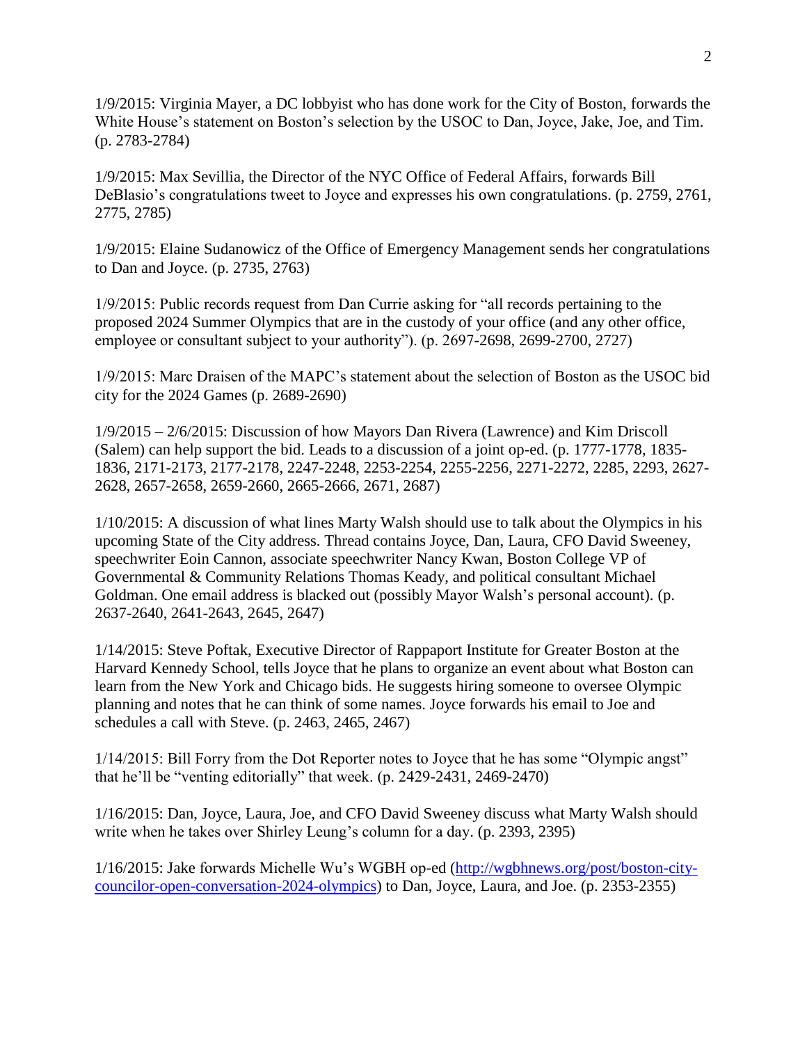1/9/2015: Virginia Mayer, a DC lobbyist who has done work for the City of Boston, forwards the White House's statement on Boston's selection by the USOC to Dan, Joyce, Jake, Joe, and Tim. (p. 2783-2784)

1/9/2015: Max Sevillia, the Director of the NYC Office of Federal Affairs, forwards Bill DeBlasio's congratulations tweet to Joyce and expresses his own congratulations. (p. 2759, 2761, 2775, 2785)

1/9/2015: Elaine Sudanowicz of the Office of Emergency Management sends her congratulations to Dan and Joyce. (p. 2735, 2763)

1/9/2015: Public records request from Dan Currie asking for "all records pertaining to the proposed 2024 Summer Olympics that are in the custody of your office (and any other office, employee or consultant subject to your authority"). (p. 2697-2698, 2699-2700, 2727)

1/9/2015: Marc Draisen of the MAPC's statement about the selection of Boston as the USOC bid city for the 2024 Games (p. 2689-2690)

1/9/2015 – 2/6/2015: Discussion of how Mayors Dan Rivera (Lawrence) and Kim Driscoll (Salem) can help support the bid. Leads to a discussion of a joint op-ed. (p. 1777-1778, 1835-1836, 2171-2173, 2177-2178, 2247-2248, 2253-2254, 2255-2256, 2271-2272, 2285, 2293, 2627-2628, 2657-2658, 2659-2660, 2665-2666, 2671, 2687)

1/10/2015: A discussion of what lines Marty Walsh should use to talk about the Olympics in his upcoming State of the City address. Thread contains Joyce, Dan, Laura, CFO David Sweeney, speechwriter Eoin Cannon, associate speechwriter Nancy Kwan, Boston College VP of Governmental & Community Relations Thomas Keady, and political consultant Michael Goldman. One email address is blacked out (possibly Mayor Walsh's personal account). (p. 2637-2640, 2641-2643, 2645, 2647)

1/14/2015: Steve Poftak, Executive Director of Rappaport Institute for Greater Boston at the Harvard Kennedy School, tells Joyce that he plans to organize an event about what Boston can learn from the New York and Chicago bids. He suggests hiring someone to oversee Olympic planning and notes that he can think of some names. Joyce forwards his email to Joe and schedules a call with Steve. (p. 2463, 2465, 2467)

1/14/2015: Bill Forry from the Dot Reporter notes to Joyce that he has some "Olympic angst" that he'll be "venting editorially" that week. (p. 2429-2431, 2469-2470)

1/16/2015: Dan, Joyce, Laura, Joe, and CFO David Sweeney discuss what Marty Walsh should write when he takes over Shirley Leung's column for a day. (p. 2393, 2395)

1/16/2015: Jake forwards Michelle Wu's WGBH op-ed (http://wgbhnews.org/post/boston-city-councilor-open-conversation-2024-olympics) to Dan, Joyce, Laura, and Joe. (p. 2353-2355)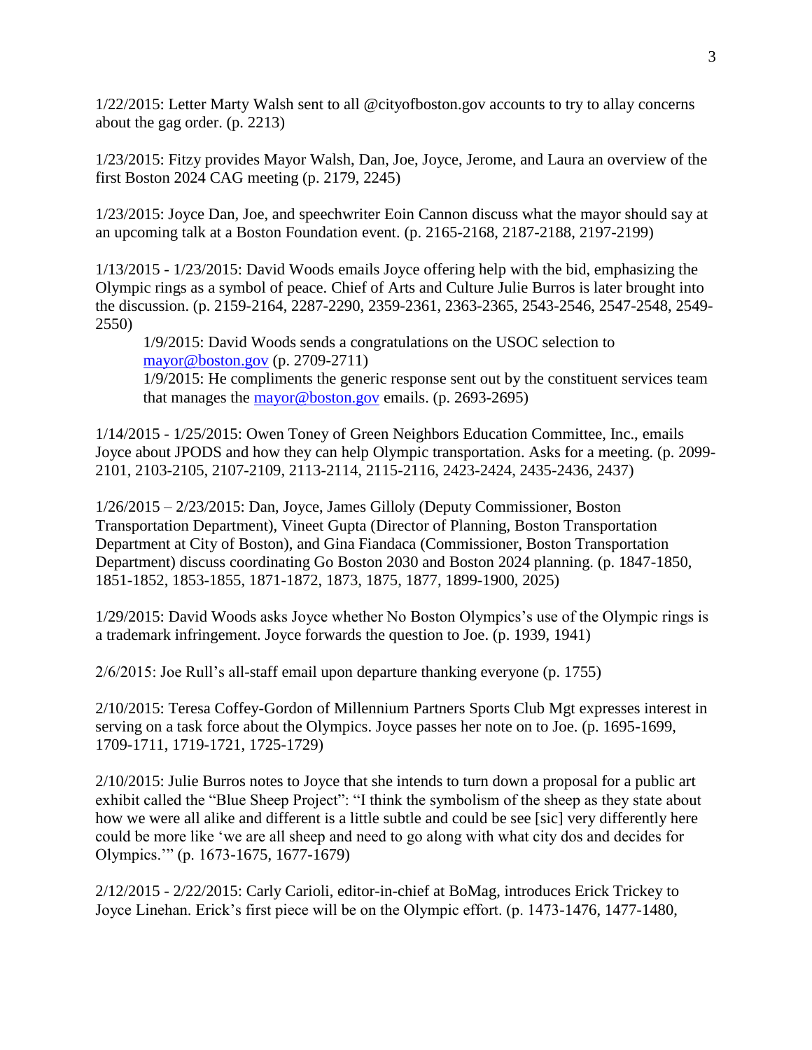1/22/2015: Letter Marty Walsh sent to all @cityofboston.gov accounts to try to allay concerns about the gag order. (p. 2213)

1/23/2015: Fitzy provides Mayor Walsh, Dan, Joe, Joyce, Jerome, and Laura an overview of the first Boston 2024 CAG meeting (p. 2179, 2245)

1/23/2015: Joyce Dan, Joe, and speechwriter Eoin Cannon discuss what the mayor should say at an upcoming talk at a Boston Foundation event. (p. 2165-2168, 2187-2188, 2197-2199)

1/13/2015 - 1/23/2015: David Woods emails Joyce offering help with the bid, emphasizing the Olympic rings as a symbol of peace. Chief of Arts and Culture Julie Burros is later brought into the discussion. (p. 2159-2164, 2287-2290, 2359-2361, 2363-2365, 2543-2546, 2547-2548, 2549-2550)

> 1/9/2015: David Woods sends a congratulations on the USOC selection to mayor@boston.gov (p. 2709-2711)
>
> 1/9/2015: He compliments the generic response sent out by the constituent services team that manages the mayor@boston.gov emails. (p. 2693-2695)

1/14/2015 - 1/25/2015: Owen Toney of Green Neighbors Education Committee, Inc., emails Joyce about JPODS and how they can help Olympic transportation. Asks for a meeting. (p. 2099-2101, 2103-2105, 2107-2109, 2113-2114, 2115-2116, 2423-2424, 2435-2436, 2437)

1/26/2015 – 2/23/2015: Dan, Joyce, James Gilloly (Deputy Commissioner, Boston Transportation Department), Vineet Gupta (Director of Planning, Boston Transportation Department at City of Boston), and Gina Fiandaca (Commissioner, Boston Transportation Department) discuss coordinating Go Boston 2030 and Boston 2024 planning. (p. 1847-1850, 1851-1852, 1853-1855, 1871-1872, 1873, 1875, 1877, 1899-1900, 2025)

1/29/2015: David Woods asks Joyce whether No Boston Olympics's use of the Olympic rings is a trademark infringement. Joyce forwards the question to Joe. (p. 1939, 1941)

2/6/2015: Joe Rull's all-staff email upon departure thanking everyone (p. 1755)

2/10/2015: Teresa Coffey-Gordon of Millennium Partners Sports Club Mgt expresses interest in serving on a task force about the Olympics. Joyce passes her note on to Joe. (p. 1695-1699, 1709-1711, 1719-1721, 1725-1729)

2/10/2015: Julie Burros notes to Joyce that she intends to turn down a proposal for a public art exhibit called the "Blue Sheep Project": "I think the symbolism of the sheep as they state about how we were all alike and different is a little subtle and could be see [sic] very differently here could be more like 'we are all sheep and need to go along with what city dos and decides for Olympics.'" (p. 1673-1675, 1677-1679)

2/12/2015 - 2/22/2015: Carly Carioli, editor-in-chief at BoMag, introduces Erick Trickey to Joyce Linehan. Erick's first piece will be on the Olympic effort. (p. 1473-1476, 1477-1480,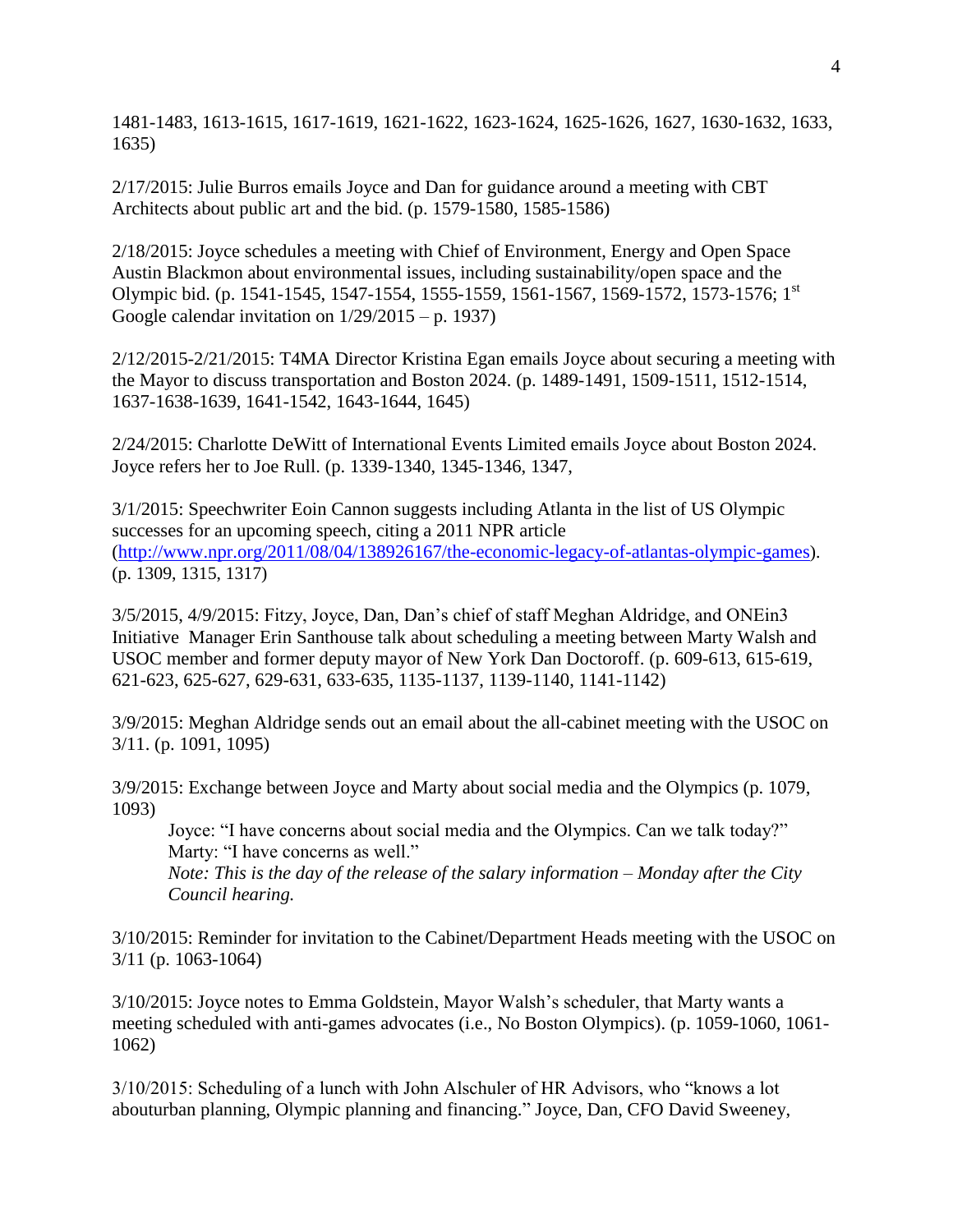1481-1483, 1613-1615, 1617-1619, 1621-1622, 1623-1624, 1625-1626, 1627, 1630-1632, 1633, 1635)

2/17/2015: Julie Burros emails Joyce and Dan for guidance around a meeting with CBT Architects about public art and the bid. (p. 1579-1580, 1585-1586)

2/18/2015: Joyce schedules a meeting with Chief of Environment, Energy and Open Space Austin Blackmon about environmental issues, including sustainability/open space and the Olympic bid. (p. 1541-1545, 1547-1554, 1555-1559, 1561-1567, 1569-1572, 1573-1576; 1st Google calendar invitation on 1/29/2015 – p. 1937)

2/12/2015-2/21/2015: T4MA Director Kristina Egan emails Joyce about securing a meeting with the Mayor to discuss transportation and Boston 2024. (p. 1489-1491, 1509-1511, 1512-1514, 1637-1638-1639, 1641-1542, 1643-1644, 1645)

2/24/2015: Charlotte DeWitt of International Events Limited emails Joyce about Boston 2024. Joyce refers her to Joe Rull. (p. 1339-1340, 1345-1346, 1347,

3/1/2015: Speechwriter Eoin Cannon suggests including Atlanta in the list of US Olympic successes for an upcoming speech, citing a 2011 NPR article (http://www.npr.org/2011/08/04/138926167/the-economic-legacy-of-atlantas-olympic-games). (p. 1309, 1315, 1317)

3/5/2015, 4/9/2015: Fitzy, Joyce, Dan, Dan's chief of staff Meghan Aldridge, and ONEin3 Initiative Manager Erin Santhouse talk about scheduling a meeting between Marty Walsh and USOC member and former deputy mayor of New York Dan Doctoroff. (p. 609-613, 615-619, 621-623, 625-627, 629-631, 633-635, 1135-1137, 1139-1140, 1141-1142)

3/9/2015: Meghan Aldridge sends out an email about the all-cabinet meeting with the USOC on 3/11. (p. 1091, 1095)

3/9/2015: Exchange between Joyce and Marty about social media and the Olympics (p. 1079, 1093)

> Joyce: "I have concerns about social media and the Olympics. Can we talk today?"
> Marty: "I have concerns as well."
> *Note: This is the day of the release of the salary information – Monday after the City Council hearing.*

3/10/2015: Reminder for invitation to the Cabinet/Department Heads meeting with the USOC on 3/11 (p. 1063-1064)

3/10/2015: Joyce notes to Emma Goldstein, Mayor Walsh's scheduler, that Marty wants a meeting scheduled with anti-games advocates (i.e., No Boston Olympics). (p. 1059-1060, 1061-1062)

3/10/2015: Scheduling of a lunch with John Alschuler of HR Advisors, who "knows a lot abouturban planning, Olympic planning and financing." Joyce, Dan, CFO David Sweeney,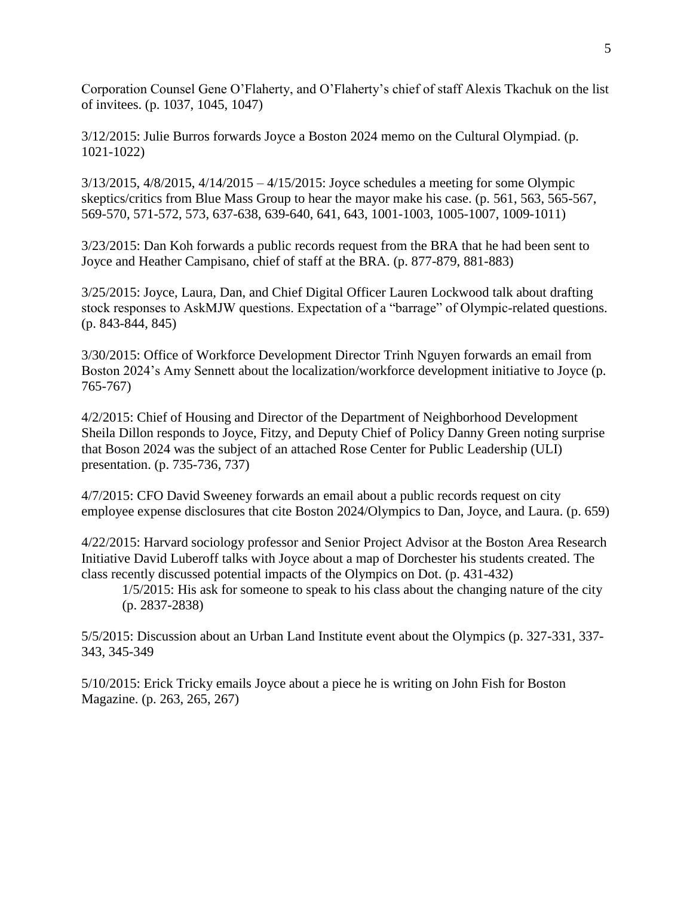Corporation Counsel Gene O'Flaherty, and O'Flaherty's chief of staff Alexis Tkachuk on the list of invitees. (p. 1037, 1045, 1047)

3/12/2015: Julie Burros forwards Joyce a Boston 2024 memo on the Cultural Olympiad. (p. 1021-1022)

3/13/2015, 4/8/2015, 4/14/2015 – 4/15/2015: Joyce schedules a meeting for some Olympic skeptics/critics from Blue Mass Group to hear the mayor make his case. (p. 561, 563, 565-567, 569-570, 571-572, 573, 637-638, 639-640, 641, 643, 1001-1003, 1005-1007, 1009-1011)

3/23/2015: Dan Koh forwards a public records request from the BRA that he had been sent to Joyce and Heather Campisano, chief of staff at the BRA. (p. 877-879, 881-883)

3/25/2015: Joyce, Laura, Dan, and Chief Digital Officer Lauren Lockwood talk about drafting stock responses to AskMJW questions. Expectation of a "barrage" of Olympic-related questions. (p. 843-844, 845)

3/30/2015: Office of Workforce Development Director Trinh Nguyen forwards an email from Boston 2024's Amy Sennett about the localization/workforce development initiative to Joyce (p. 765-767)

4/2/2015: Chief of Housing and Director of the Department of Neighborhood Development Sheila Dillon responds to Joyce, Fitzy, and Deputy Chief of Policy Danny Green noting surprise that Boson 2024 was the subject of an attached Rose Center for Public Leadership (ULI) presentation. (p. 735-736, 737)

4/7/2015: CFO David Sweeney forwards an email about a public records request on city employee expense disclosures that cite Boston 2024/Olympics to Dan, Joyce, and Laura. (p. 659)

4/22/2015: Harvard sociology professor and Senior Project Advisor at the Boston Area Research Initiative David Luberoff talks with Joyce about a map of Dorchester his students created. The class recently discussed potential impacts of the Olympics on Dot. (p. 431-432)

> 1/5/2015: His ask for someone to speak to his class about the changing nature of the city (p. 2837-2838)

5/5/2015: Discussion about an Urban Land Institute event about the Olympics (p. 327-331, 337-343, 345-349

5/10/2015: Erick Tricky emails Joyce about a piece he is writing on John Fish for Boston Magazine. (p. 263, 265, 267)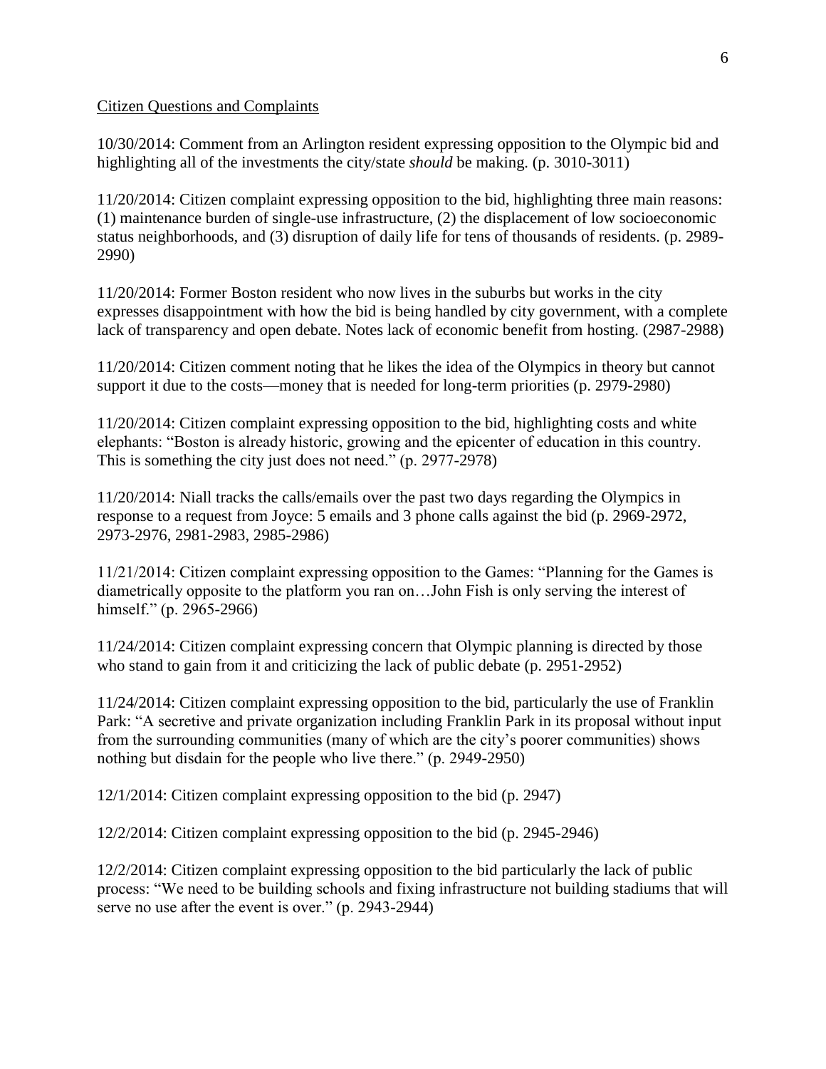Citizen Questions and Complaints

10/30/2014: Comment from an Arlington resident expressing opposition to the Olympic bid and highlighting all of the investments the city/state *should* be making. (p. 3010-3011)

11/20/2014: Citizen complaint expressing opposition to the bid, highlighting three main reasons: (1) maintenance burden of single-use infrastructure, (2) the displacement of low socioeconomic status neighborhoods, and (3) disruption of daily life for tens of thousands of residents. (p. 2989-2990)

11/20/2014: Former Boston resident who now lives in the suburbs but works in the city expresses disappointment with how the bid is being handled by city government, with a complete lack of transparency and open debate. Notes lack of economic benefit from hosting. (2987-2988)

11/20/2014: Citizen comment noting that he likes the idea of the Olympics in theory but cannot support it due to the costs—money that is needed for long-term priorities (p. 2979-2980)

11/20/2014: Citizen complaint expressing opposition to the bid, highlighting costs and white elephants: "Boston is already historic, growing and the epicenter of education in this country. This is something the city just does not need." (p. 2977-2978)

11/20/2014: Niall tracks the calls/emails over the past two days regarding the Olympics in response to a request from Joyce: 5 emails and 3 phone calls against the bid (p. 2969-2972, 2973-2976, 2981-2983, 2985-2986)

11/21/2014: Citizen complaint expressing opposition to the Games: "Planning for the Games is diametrically opposite to the platform you ran on…John Fish is only serving the interest of himself." (p. 2965-2966)

11/24/2014: Citizen complaint expressing concern that Olympic planning is directed by those who stand to gain from it and criticizing the lack of public debate (p. 2951-2952)

11/24/2014: Citizen complaint expressing opposition to the bid, particularly the use of Franklin Park: "A secretive and private organization including Franklin Park in its proposal without input from the surrounding communities (many of which are the city's poorer communities) shows nothing but disdain for the people who live there." (p. 2949-2950)

12/1/2014: Citizen complaint expressing opposition to the bid (p. 2947)

12/2/2014: Citizen complaint expressing opposition to the bid (p. 2945-2946)

12/2/2014: Citizen complaint expressing opposition to the bid particularly the lack of public process: "We need to be building schools and fixing infrastructure not building stadiums that will serve no use after the event is over." (p. 2943-2944)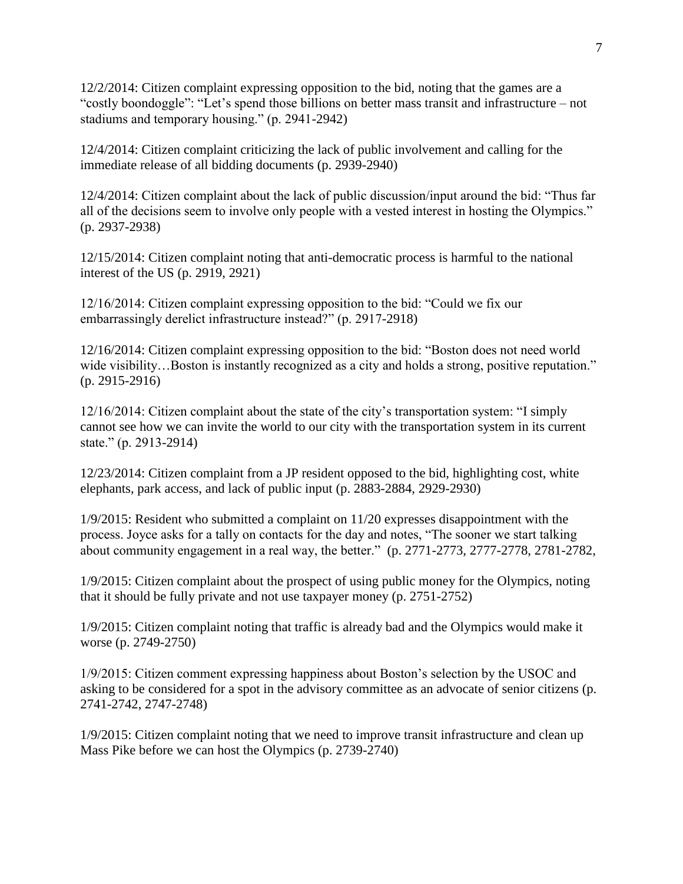12/2/2014: Citizen complaint expressing opposition to the bid, noting that the games are a "costly boondoggle": "Let's spend those billions on better mass transit and infrastructure – not stadiums and temporary housing." (p. 2941-2942)

12/4/2014: Citizen complaint criticizing the lack of public involvement and calling for the immediate release of all bidding documents (p. 2939-2940)

12/4/2014: Citizen complaint about the lack of public discussion/input around the bid: "Thus far all of the decisions seem to involve only people with a vested interest in hosting the Olympics." (p. 2937-2938)

12/15/2014: Citizen complaint noting that anti-democratic process is harmful to the national interest of the US (p. 2919, 2921)

12/16/2014: Citizen complaint expressing opposition to the bid: "Could we fix our embarrassingly derelict infrastructure instead?" (p. 2917-2918)

12/16/2014: Citizen complaint expressing opposition to the bid: "Boston does not need world wide visibility…Boston is instantly recognized as a city and holds a strong, positive reputation." (p. 2915-2916)

12/16/2014: Citizen complaint about the state of the city's transportation system: "I simply cannot see how we can invite the world to our city with the transportation system in its current state." (p. 2913-2914)

12/23/2014: Citizen complaint from a JP resident opposed to the bid, highlighting cost, white elephants, park access, and lack of public input (p. 2883-2884, 2929-2930)

1/9/2015: Resident who submitted a complaint on 11/20 expresses disappointment with the process. Joyce asks for a tally on contacts for the day and notes, "The sooner we start talking about community engagement in a real way, the better." (p. 2771-2773, 2777-2778, 2781-2782,

1/9/2015: Citizen complaint about the prospect of using public money for the Olympics, noting that it should be fully private and not use taxpayer money (p. 2751-2752)

1/9/2015: Citizen complaint noting that traffic is already bad and the Olympics would make it worse (p. 2749-2750)

1/9/2015: Citizen comment expressing happiness about Boston's selection by the USOC and asking to be considered for a spot in the advisory committee as an advocate of senior citizens (p. 2741-2742, 2747-2748)

1/9/2015: Citizen complaint noting that we need to improve transit infrastructure and clean up Mass Pike before we can host the Olympics (p. 2739-2740)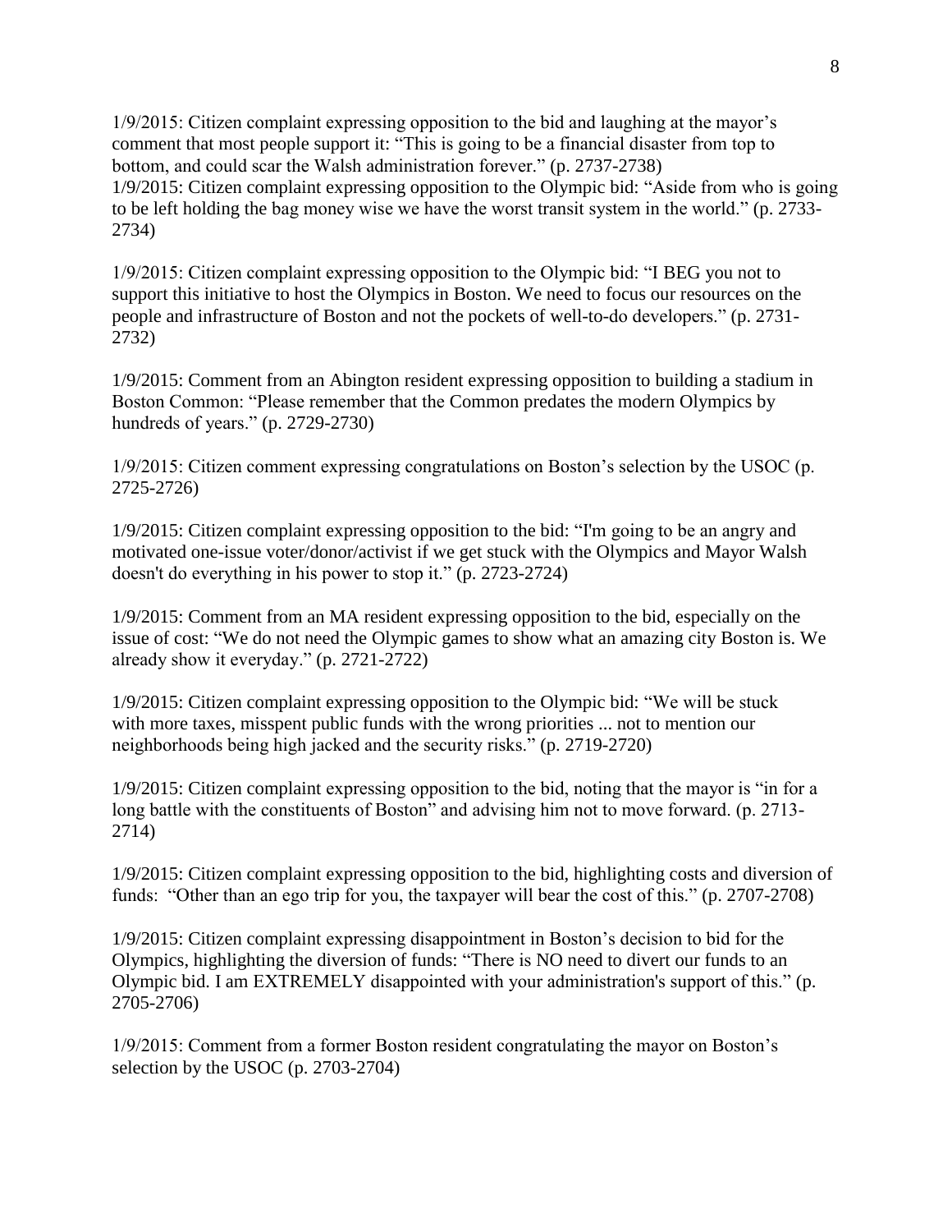1/9/2015: Citizen complaint expressing opposition to the bid and laughing at the mayor's comment that most people support it: "This is going to be a financial disaster from top to bottom, and could scar the Walsh administration forever." (p. 2737-2738)

1/9/2015: Citizen complaint expressing opposition to the Olympic bid: "Aside from who is going to be left holding the bag money wise we have the worst transit system in the world." (p. 2733-2734)

1/9/2015: Citizen complaint expressing opposition to the Olympic bid: "I BEG you not to support this initiative to host the Olympics in Boston. We need to focus our resources on the people and infrastructure of Boston and not the pockets of well-to-do developers." (p. 2731-2732)

1/9/2015: Comment from an Abington resident expressing opposition to building a stadium in Boston Common: "Please remember that the Common predates the modern Olympics by hundreds of years." (p. 2729-2730)

1/9/2015: Citizen comment expressing congratulations on Boston's selection by the USOC (p. 2725-2726)

1/9/2015: Citizen complaint expressing opposition to the bid: "I'm going to be an angry and motivated one-issue voter/donor/activist if we get stuck with the Olympics and Mayor Walsh doesn't do everything in his power to stop it." (p. 2723-2724)

1/9/2015: Comment from an MA resident expressing opposition to the bid, especially on the issue of cost: "We do not need the Olympic games to show what an amazing city Boston is. We already show it everyday." (p. 2721-2722)

1/9/2015: Citizen complaint expressing opposition to the Olympic bid: "We will be stuck with more taxes, misspent public funds with the wrong priorities ... not to mention our neighborhoods being high jacked and the security risks." (p. 2719-2720)

1/9/2015: Citizen complaint expressing opposition to the bid, noting that the mayor is "in for a long battle with the constituents of Boston" and advising him not to move forward. (p. 2713-2714)

1/9/2015: Citizen complaint expressing opposition to the bid, highlighting costs and diversion of funds: "Other than an ego trip for you, the taxpayer will bear the cost of this." (p. 2707-2708)

1/9/2015: Citizen complaint expressing disappointment in Boston's decision to bid for the Olympics, highlighting the diversion of funds: "There is NO need to divert our funds to an Olympic bid. I am EXTREMELY disappointed with your administration's support of this." (p. 2705-2706)

1/9/2015: Comment from a former Boston resident congratulating the mayor on Boston's selection by the USOC (p. 2703-2704)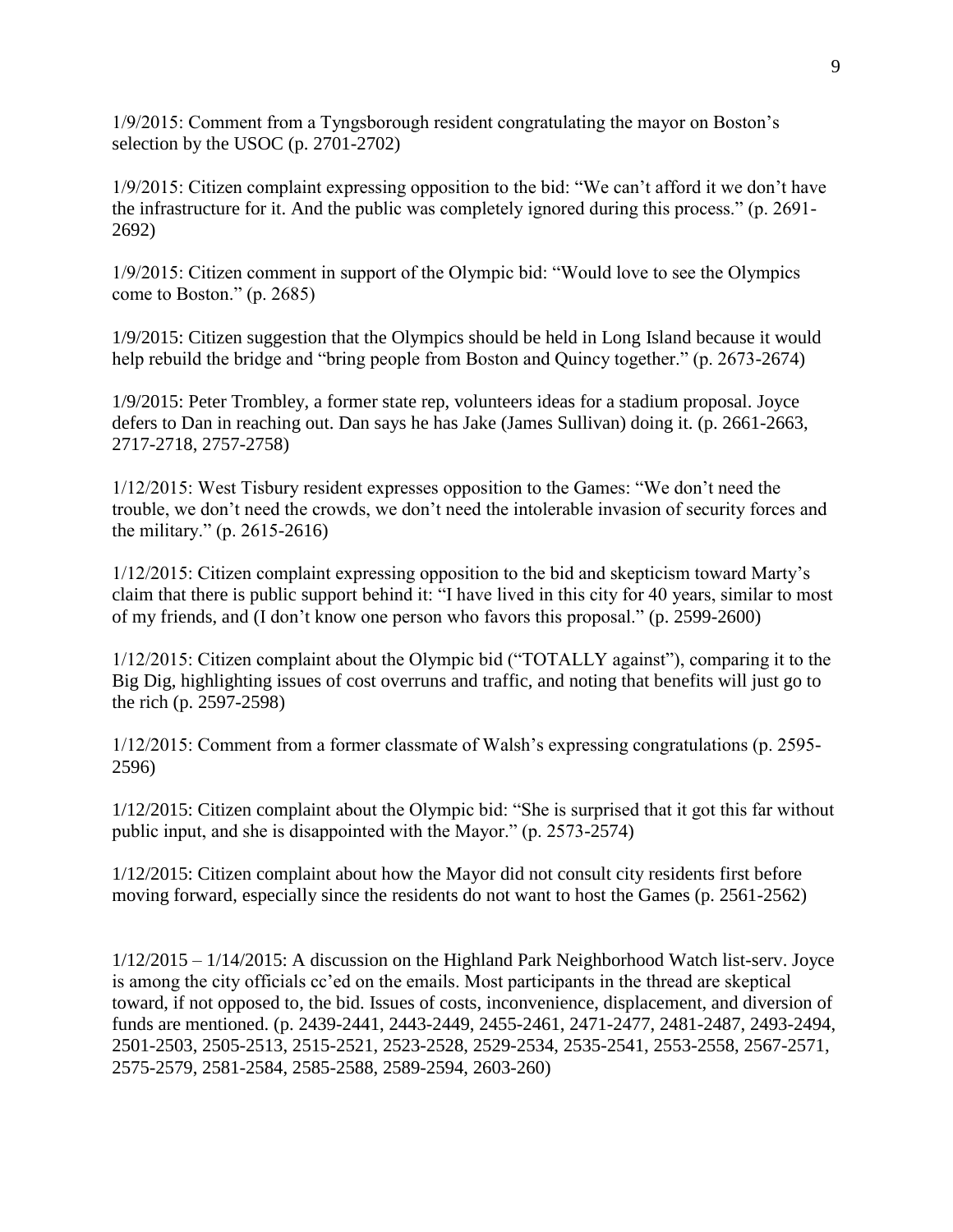1/9/2015: Comment from a Tyngsborough resident congratulating the mayor on Boston's selection by the USOC (p. 2701-2702)

1/9/2015: Citizen complaint expressing opposition to the bid: "We can't afford it we don't have the infrastructure for it. And the public was completely ignored during this process." (p. 2691-2692)

1/9/2015: Citizen comment in support of the Olympic bid: "Would love to see the Olympics come to Boston." (p. 2685)

1/9/2015: Citizen suggestion that the Olympics should be held in Long Island because it would help rebuild the bridge and "bring people from Boston and Quincy together." (p. 2673-2674)

1/9/2015: Peter Trombley, a former state rep, volunteers ideas for a stadium proposal. Joyce defers to Dan in reaching out. Dan says he has Jake (James Sullivan) doing it. (p. 2661-2663, 2717-2718, 2757-2758)

1/12/2015: West Tisbury resident expresses opposition to the Games: "We don't need the trouble, we don't need the crowds, we don't need the intolerable invasion of security forces and the military." (p. 2615-2616)

1/12/2015: Citizen complaint expressing opposition to the bid and skepticism toward Marty's claim that there is public support behind it: "I have lived in this city for 40 years, similar to most of my friends, and (I don't know one person who favors this proposal." (p. 2599-2600)

1/12/2015: Citizen complaint about the Olympic bid ("TOTALLY against"), comparing it to the Big Dig, highlighting issues of cost overruns and traffic, and noting that benefits will just go to the rich (p. 2597-2598)

1/12/2015: Comment from a former classmate of Walsh's expressing congratulations (p. 2595-2596)

1/12/2015: Citizen complaint about the Olympic bid: "She is surprised that it got this far without public input, and she is disappointed with the Mayor." (p. 2573-2574)

1/12/2015: Citizen complaint about how the Mayor did not consult city residents first before moving forward, especially since the residents do not want to host the Games (p. 2561-2562)

1/12/2015 – 1/14/2015: A discussion on the Highland Park Neighborhood Watch list-serv. Joyce is among the city officials cc'ed on the emails. Most participants in the thread are skeptical toward, if not opposed to, the bid. Issues of costs, inconvenience, displacement, and diversion of funds are mentioned. (p. 2439-2441, 2443-2449, 2455-2461, 2471-2477, 2481-2487, 2493-2494, 2501-2503, 2505-2513, 2515-2521, 2523-2528, 2529-2534, 2535-2541, 2553-2558, 2567-2571, 2575-2579, 2581-2584, 2585-2588, 2589-2594, 2603-260)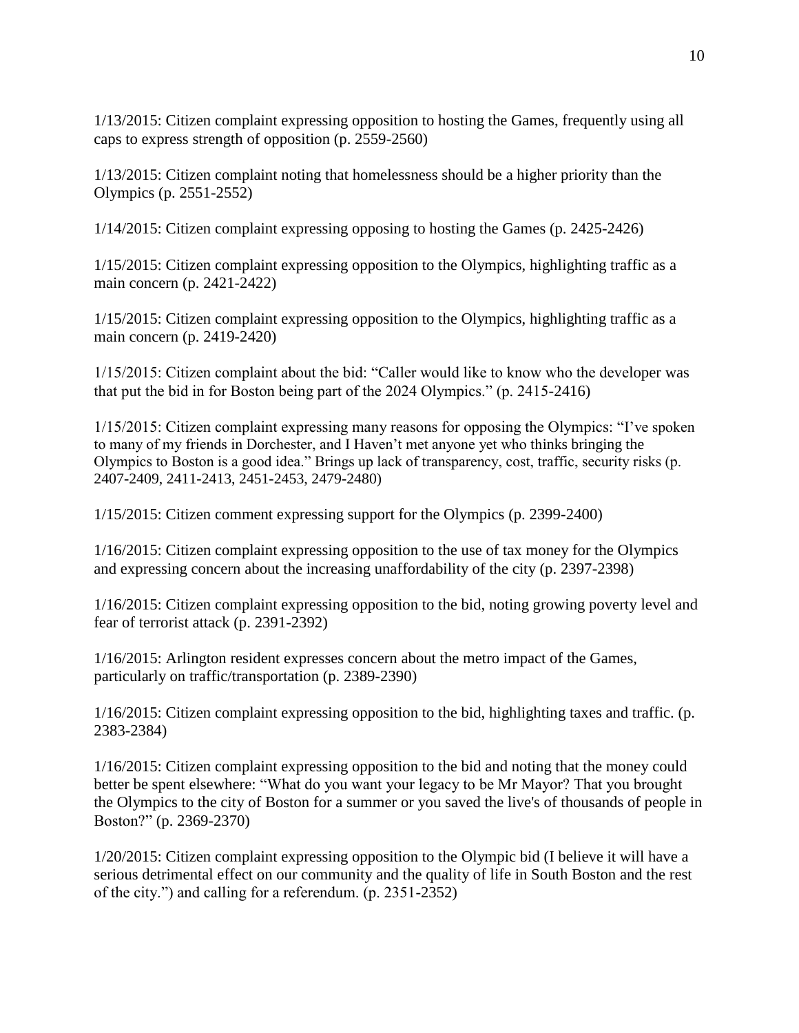1/13/2015: Citizen complaint expressing opposition to hosting the Games, frequently using all caps to express strength of opposition (p. 2559-2560)

1/13/2015: Citizen complaint noting that homelessness should be a higher priority than the Olympics (p. 2551-2552)

1/14/2015: Citizen complaint expressing opposing to hosting the Games (p. 2425-2426)

1/15/2015: Citizen complaint expressing opposition to the Olympics, highlighting traffic as a main concern (p. 2421-2422)

1/15/2015: Citizen complaint expressing opposition to the Olympics, highlighting traffic as a main concern (p. 2419-2420)

1/15/2015: Citizen complaint about the bid: "Caller would like to know who the developer was that put the bid in for Boston being part of the 2024 Olympics." (p. 2415-2416)

1/15/2015: Citizen complaint expressing many reasons for opposing the Olympics: "I've spoken to many of my friends in Dorchester, and I Haven't met anyone yet who thinks bringing the Olympics to Boston is a good idea." Brings up lack of transparency, cost, traffic, security risks (p. 2407-2409, 2411-2413, 2451-2453, 2479-2480)

1/15/2015: Citizen comment expressing support for the Olympics (p. 2399-2400)

1/16/2015: Citizen complaint expressing opposition to the use of tax money for the Olympics and expressing concern about the increasing unaffordability of the city (p. 2397-2398)

1/16/2015: Citizen complaint expressing opposition to the bid, noting growing poverty level and fear of terrorist attack (p. 2391-2392)

1/16/2015: Arlington resident expresses concern about the metro impact of the Games, particularly on traffic/transportation (p. 2389-2390)

1/16/2015: Citizen complaint expressing opposition to the bid, highlighting taxes and traffic. (p. 2383-2384)

1/16/2015: Citizen complaint expressing opposition to the bid and noting that the money could better be spent elsewhere: "What do you want your legacy to be Mr Mayor? That you brought the Olympics to the city of Boston for a summer or you saved the live's of thousands of people in Boston?" (p. 2369-2370)

1/20/2015: Citizen complaint expressing opposition to the Olympic bid (I believe it will have a serious detrimental effect on our community and the quality of life in South Boston and the rest of the city.") and calling for a referendum. (p. 2351-2352)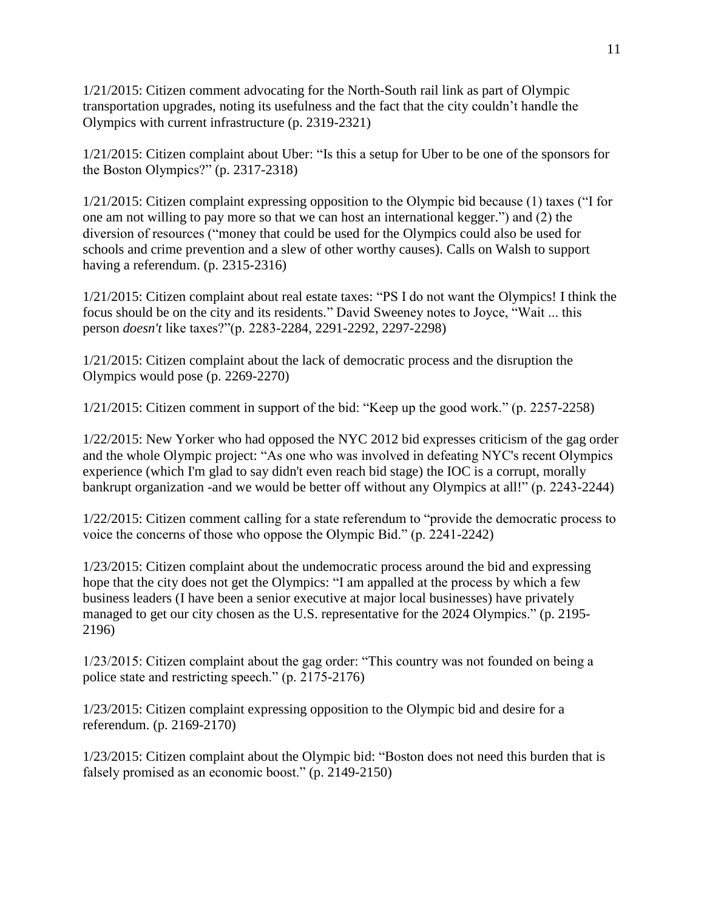1/21/2015: Citizen comment advocating for the North-South rail link as part of Olympic transportation upgrades, noting its usefulness and the fact that the city couldn't handle the Olympics with current infrastructure (p. 2319-2321)

1/21/2015: Citizen complaint about Uber: "Is this a setup for Uber to be one of the sponsors for the Boston Olympics?" (p. 2317-2318)

1/21/2015: Citizen complaint expressing opposition to the Olympic bid because (1) taxes ("I for one am not willing to pay more so that we can host an international kegger.") and (2) the diversion of resources ("money that could be used for the Olympics could also be used for schools and crime prevention and a slew of other worthy causes). Calls on Walsh to support having a referendum. (p. 2315-2316)

1/21/2015: Citizen complaint about real estate taxes: "PS I do not want the Olympics! I think the focus should be on the city and its residents." David Sweeney notes to Joyce, "Wait ... this person *doesn't* like taxes?"(p. 2283-2284, 2291-2292, 2297-2298)

1/21/2015: Citizen complaint about the lack of democratic process and the disruption the Olympics would pose (p. 2269-2270)

1/21/2015: Citizen comment in support of the bid: "Keep up the good work." (p. 2257-2258)

1/22/2015: New Yorker who had opposed the NYC 2012 bid expresses criticism of the gag order and the whole Olympic project: "As one who was involved in defeating NYC's recent Olympics experience (which I'm glad to say didn't even reach bid stage) the IOC is a corrupt, morally bankrupt organization -and we would be better off without any Olympics at all!" (p. 2243-2244)

1/22/2015: Citizen comment calling for a state referendum to "provide the democratic process to voice the concerns of those who oppose the Olympic Bid." (p. 2241-2242)

1/23/2015: Citizen complaint about the undemocratic process around the bid and expressing hope that the city does not get the Olympics: "I am appalled at the process by which a few business leaders (I have been a senior executive at major local businesses) have privately managed to get our city chosen as the U.S. representative for the 2024 Olympics." (p. 2195-2196)

1/23/2015: Citizen complaint about the gag order: "This country was not founded on being a police state and restricting speech." (p. 2175-2176)

1/23/2015: Citizen complaint expressing opposition to the Olympic bid and desire for a referendum. (p. 2169-2170)

1/23/2015: Citizen complaint about the Olympic bid: "Boston does not need this burden that is falsely promised as an economic boost." (p. 2149-2150)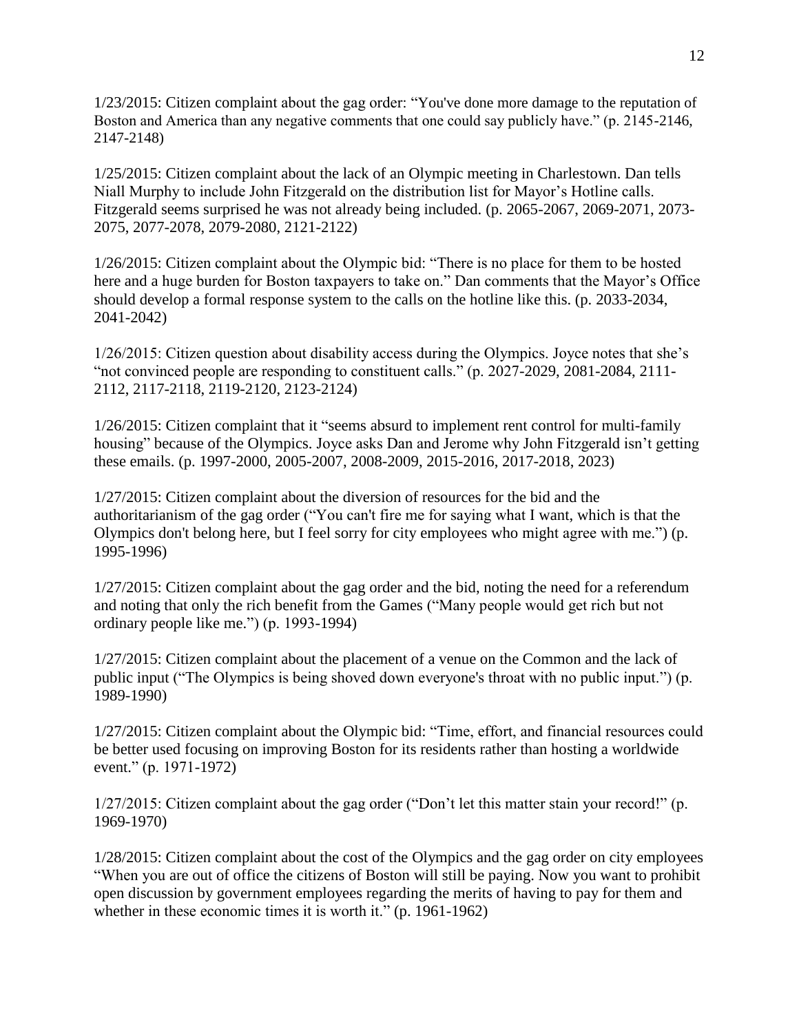1/23/2015: Citizen complaint about the gag order: "You've done more damage to the reputation of Boston and America than any negative comments that one could say publicly have." (p. 2145-2146, 2147-2148)

1/25/2015: Citizen complaint about the lack of an Olympic meeting in Charlestown. Dan tells Niall Murphy to include John Fitzgerald on the distribution list for Mayor's Hotline calls. Fitzgerald seems surprised he was not already being included. (p. 2065-2067, 2069-2071, 2073-2075, 2077-2078, 2079-2080, 2121-2122)

1/26/2015: Citizen complaint about the Olympic bid: "There is no place for them to be hosted here and a huge burden for Boston taxpayers to take on." Dan comments that the Mayor's Office should develop a formal response system to the calls on the hotline like this. (p. 2033-2034, 2041-2042)

1/26/2015: Citizen question about disability access during the Olympics. Joyce notes that she's "not convinced people are responding to constituent calls." (p. 2027-2029, 2081-2084, 2111-2112, 2117-2118, 2119-2120, 2123-2124)

1/26/2015: Citizen complaint that it "seems absurd to implement rent control for multi-family housing" because of the Olympics. Joyce asks Dan and Jerome why John Fitzgerald isn't getting these emails. (p. 1997-2000, 2005-2007, 2008-2009, 2015-2016, 2017-2018, 2023)

1/27/2015: Citizen complaint about the diversion of resources for the bid and the authoritarianism of the gag order ("You can't fire me for saying what I want, which is that the Olympics don't belong here, but I feel sorry for city employees who might agree with me.") (p. 1995-1996)

1/27/2015: Citizen complaint about the gag order and the bid, noting the need for a referendum and noting that only the rich benefit from the Games ("Many people would get rich but not ordinary people like me.") (p. 1993-1994)

1/27/2015: Citizen complaint about the placement of a venue on the Common and the lack of public input ("The Olympics is being shoved down everyone's throat with no public input.") (p. 1989-1990)

1/27/2015: Citizen complaint about the Olympic bid: "Time, effort, and financial resources could be better used focusing on improving Boston for its residents rather than hosting a worldwide event." (p. 1971-1972)

1/27/2015: Citizen complaint about the gag order ("Don't let this matter stain your record!" (p. 1969-1970)

1/28/2015: Citizen complaint about the cost of the Olympics and the gag order on city employees "When you are out of office the citizens of Boston will still be paying. Now you want to prohibit open discussion by government employees regarding the merits of having to pay for them and whether in these economic times it is worth it." (p. 1961-1962)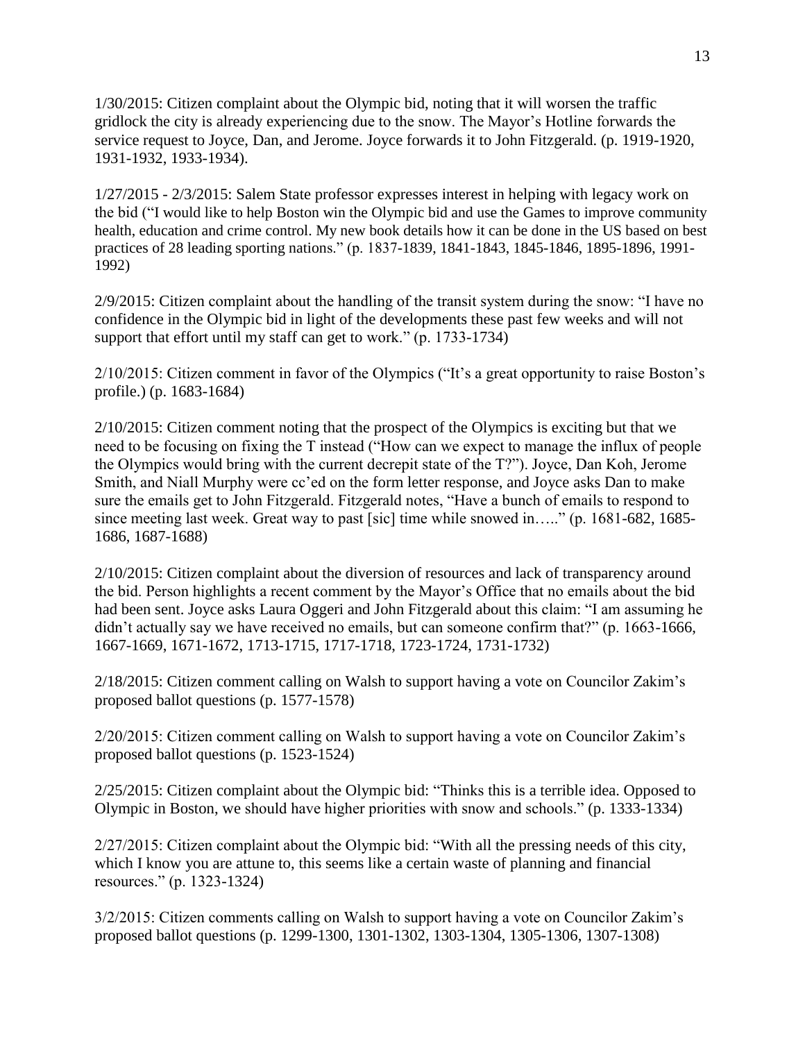1/30/2015: Citizen complaint about the Olympic bid, noting that it will worsen the traffic gridlock the city is already experiencing due to the snow. The Mayor's Hotline forwards the service request to Joyce, Dan, and Jerome. Joyce forwards it to John Fitzgerald. (p. 1919-1920, 1931-1932, 1933-1934).

1/27/2015 - 2/3/2015: Salem State professor expresses interest in helping with legacy work on the bid ("I would like to help Boston win the Olympic bid and use the Games to improve community health, education and crime control. My new book details how it can be done in the US based on best practices of 28 leading sporting nations." (p. 1837-1839, 1841-1843, 1845-1846, 1895-1896, 1991-1992)

2/9/2015: Citizen complaint about the handling of the transit system during the snow: "I have no confidence in the Olympic bid in light of the developments these past few weeks and will not support that effort until my staff can get to work." (p. 1733-1734)

2/10/2015: Citizen comment in favor of the Olympics ("It's a great opportunity to raise Boston's profile.) (p. 1683-1684)

2/10/2015: Citizen comment noting that the prospect of the Olympics is exciting but that we need to be focusing on fixing the T instead ("How can we expect to manage the influx of people the Olympics would bring with the current decrepit state of the T?"). Joyce, Dan Koh, Jerome Smith, and Niall Murphy were cc'ed on the form letter response, and Joyce asks Dan to make sure the emails get to John Fitzgerald. Fitzgerald notes, "Have a bunch of emails to respond to since meeting last week. Great way to past [sic] time while snowed in….." (p. 1681-682, 1685-1686, 1687-1688)

2/10/2015: Citizen complaint about the diversion of resources and lack of transparency around the bid. Person highlights a recent comment by the Mayor's Office that no emails about the bid had been sent. Joyce asks Laura Oggeri and John Fitzgerald about this claim: "I am assuming he didn't actually say we have received no emails, but can someone confirm that?" (p. 1663-1666, 1667-1669, 1671-1672, 1713-1715, 1717-1718, 1723-1724, 1731-1732)

2/18/2015: Citizen comment calling on Walsh to support having a vote on Councilor Zakim's proposed ballot questions (p. 1577-1578)

2/20/2015: Citizen comment calling on Walsh to support having a vote on Councilor Zakim's proposed ballot questions (p. 1523-1524)

2/25/2015: Citizen complaint about the Olympic bid: "Thinks this is a terrible idea. Opposed to Olympic in Boston, we should have higher priorities with snow and schools." (p. 1333-1334)

2/27/2015: Citizen complaint about the Olympic bid: "With all the pressing needs of this city, which I know you are attune to, this seems like a certain waste of planning and financial resources." (p. 1323-1324)

3/2/2015: Citizen comments calling on Walsh to support having a vote on Councilor Zakim's proposed ballot questions (p. 1299-1300, 1301-1302, 1303-1304, 1305-1306, 1307-1308)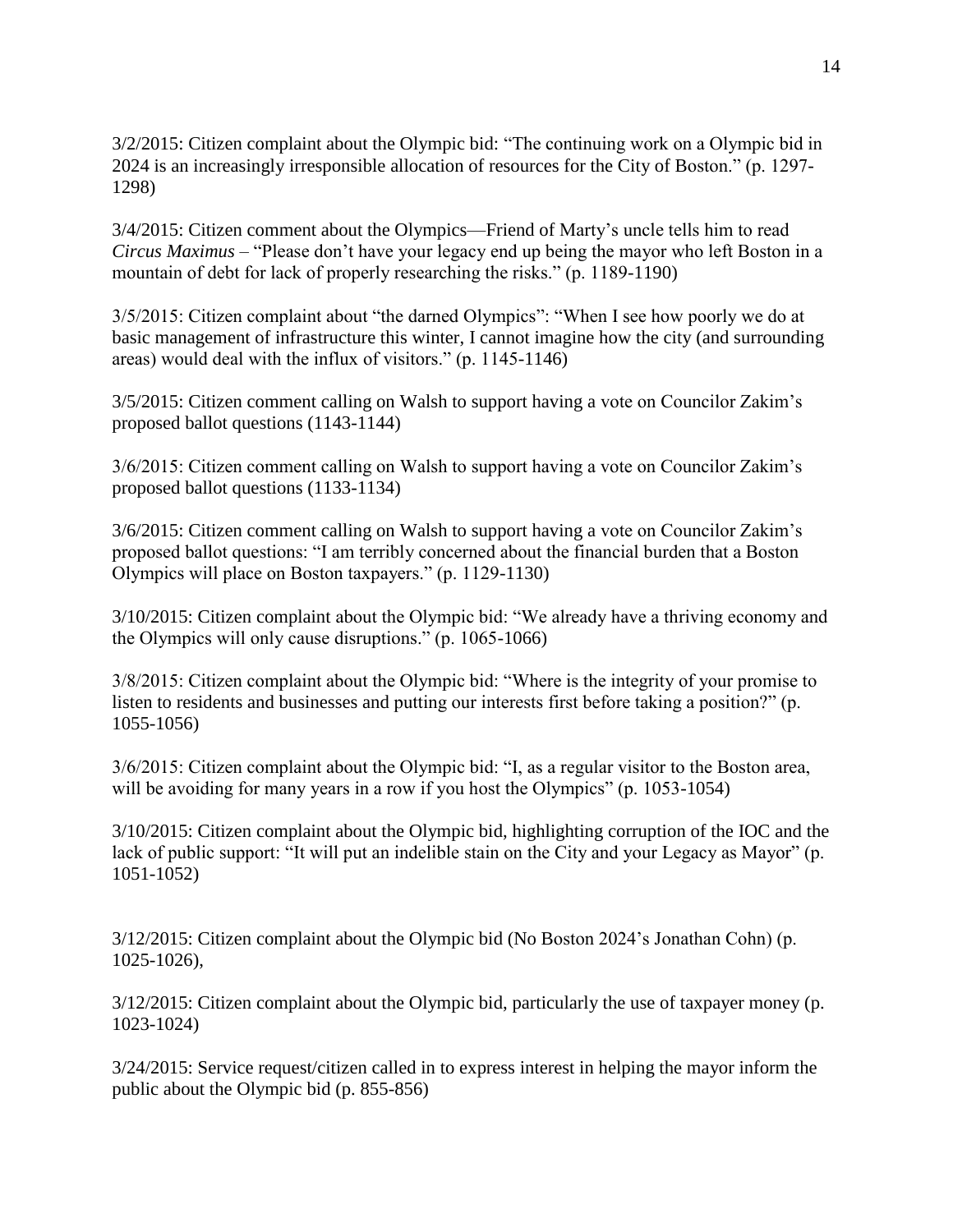3/2/2015: Citizen complaint about the Olympic bid: "The continuing work on a Olympic bid in 2024 is an increasingly irresponsible allocation of resources for the City of Boston." (p. 1297-1298)

3/4/2015: Citizen comment about the Olympics—Friend of Marty's uncle tells him to read *Circus Maximus* – "Please don't have your legacy end up being the mayor who left Boston in a mountain of debt for lack of properly researching the risks." (p. 1189-1190)

3/5/2015: Citizen complaint about "the darned Olympics": "When I see how poorly we do at basic management of infrastructure this winter, I cannot imagine how the city (and surrounding areas) would deal with the influx of visitors." (p. 1145-1146)

3/5/2015: Citizen comment calling on Walsh to support having a vote on Councilor Zakim's proposed ballot questions (1143-1144)

3/6/2015: Citizen comment calling on Walsh to support having a vote on Councilor Zakim's proposed ballot questions (1133-1134)

3/6/2015: Citizen comment calling on Walsh to support having a vote on Councilor Zakim's proposed ballot questions: "I am terribly concerned about the financial burden that a Boston Olympics will place on Boston taxpayers." (p. 1129-1130)

3/10/2015: Citizen complaint about the Olympic bid: "We already have a thriving economy and the Olympics will only cause disruptions." (p. 1065-1066)

3/8/2015: Citizen complaint about the Olympic bid: "Where is the integrity of your promise to listen to residents and businesses and putting our interests first before taking a position?" (p. 1055-1056)

3/6/2015: Citizen complaint about the Olympic bid: "I, as a regular visitor to the Boston area, will be avoiding for many years in a row if you host the Olympics" (p. 1053-1054)

3/10/2015: Citizen complaint about the Olympic bid, highlighting corruption of the IOC and the lack of public support: "It will put an indelible stain on the City and your Legacy as Mayor" (p. 1051-1052)

3/12/2015: Citizen complaint about the Olympic bid (No Boston 2024's Jonathan Cohn) (p. 1025-1026),

3/12/2015: Citizen complaint about the Olympic bid, particularly the use of taxpayer money (p. 1023-1024)

3/24/2015: Service request/citizen called in to express interest in helping the mayor inform the public about the Olympic bid (p. 855-856)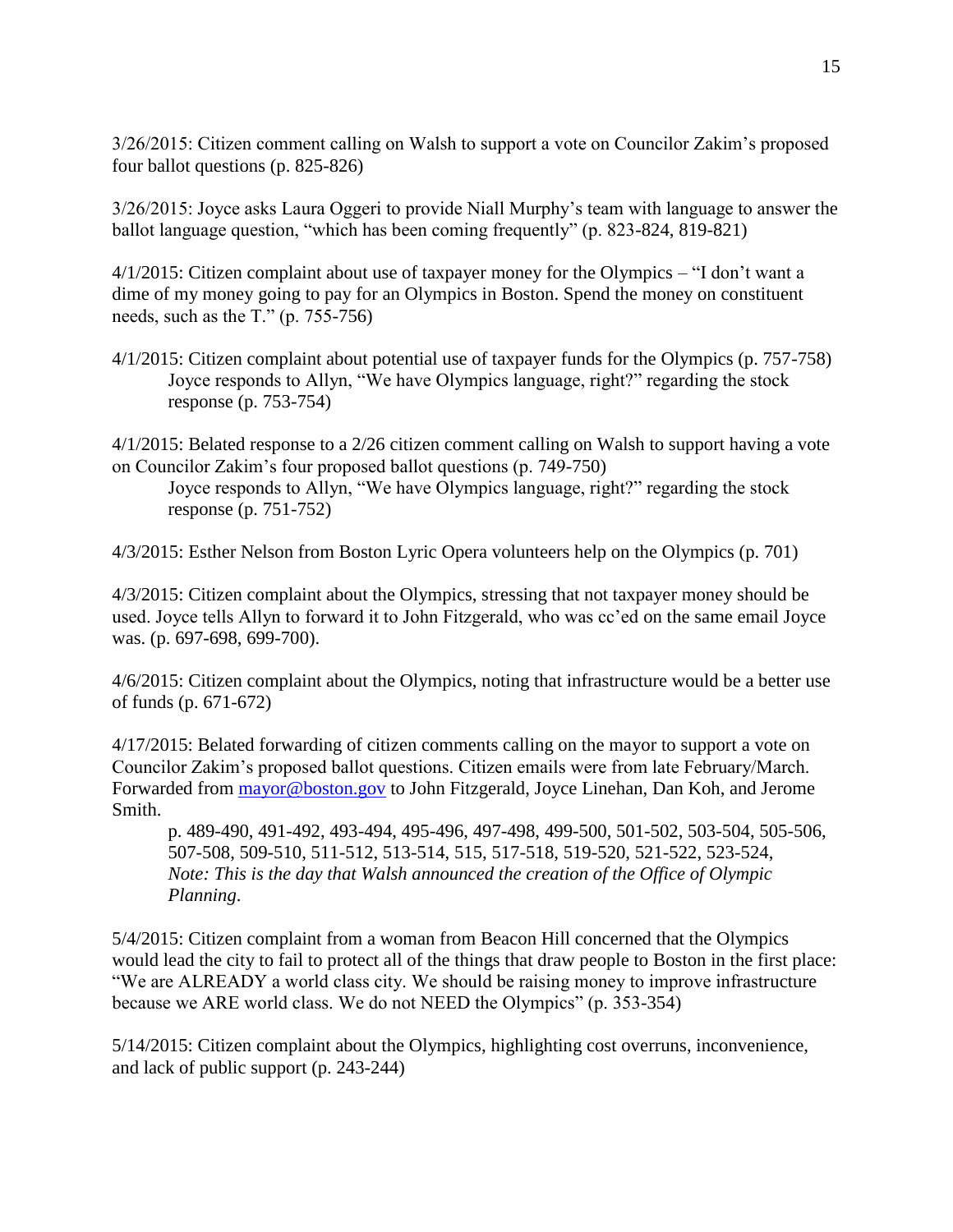3/26/2015: Citizen comment calling on Walsh to support a vote on Councilor Zakim's proposed four ballot questions (p. 825-826)

3/26/2015: Joyce asks Laura Oggeri to provide Niall Murphy's team with language to answer the ballot language question, "which has been coming frequently" (p. 823-824, 819-821)

4/1/2015: Citizen complaint about use of taxpayer money for the Olympics – "I don't want a dime of my money going to pay for an Olympics in Boston. Spend the money on constituent needs, such as the T." (p. 755-756)

4/1/2015: Citizen complaint about potential use of taxpayer funds for the Olympics (p. 757-758)

> Joyce responds to Allyn, "We have Olympics language, right?" regarding the stock response (p. 753-754)

4/1/2015: Belated response to a 2/26 citizen comment calling on Walsh to support having a vote on Councilor Zakim's four proposed ballot questions (p. 749-750)

> Joyce responds to Allyn, "We have Olympics language, right?" regarding the stock response (p. 751-752)

4/3/2015: Esther Nelson from Boston Lyric Opera volunteers help on the Olympics (p. 701)

4/3/2015: Citizen complaint about the Olympics, stressing that not taxpayer money should be used. Joyce tells Allyn to forward it to John Fitzgerald, who was cc'ed on the same email Joyce was. (p. 697-698, 699-700).

4/6/2015: Citizen complaint about the Olympics, noting that infrastructure would be a better use of funds (p. 671-672)

4/17/2015: Belated forwarding of citizen comments calling on the mayor to support a vote on Councilor Zakim's proposed ballot questions. Citizen emails were from late February/March. Forwarded from mayor@boston.gov to John Fitzgerald, Joyce Linehan, Dan Koh, and Jerome Smith.

> p. 489-490, 491-492, 493-494, 495-496, 497-498, 499-500, 501-502, 503-504, 505-506, 507-508, 509-510, 511-512, 513-514, 515, 517-518, 519-520, 521-522, 523-524,
> *Note: This is the day that Walsh announced the creation of the Office of Olympic Planning.*

5/4/2015: Citizen complaint from a woman from Beacon Hill concerned that the Olympics would lead the city to fail to protect all of the things that draw people to Boston in the first place: "We are ALREADY a world class city. We should be raising money to improve infrastructure because we ARE world class. We do not NEED the Olympics" (p. 353-354)

5/14/2015: Citizen complaint about the Olympics, highlighting cost overruns, inconvenience, and lack of public support (p. 243-244)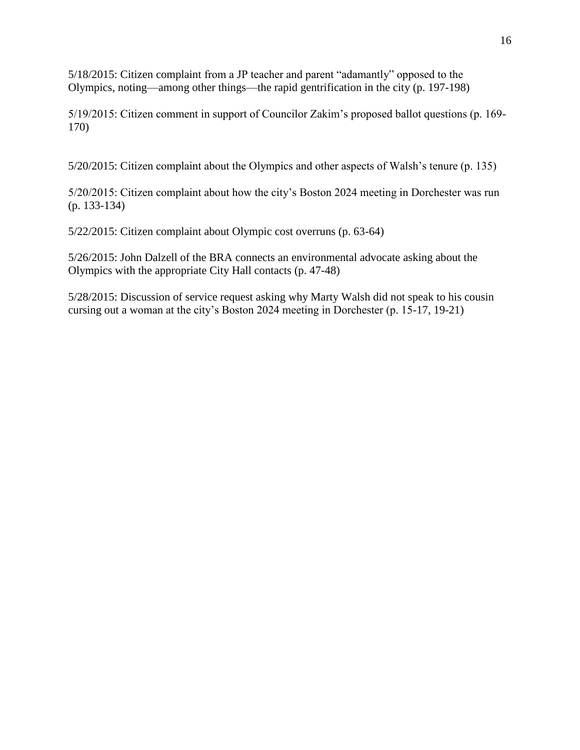5/18/2015: Citizen complaint from a JP teacher and parent "adamantly" opposed to the Olympics, noting—among other things—the rapid gentrification in the city (p. 197-198)

5/19/2015: Citizen comment in support of Councilor Zakim's proposed ballot questions (p. 169-170)

5/20/2015: Citizen complaint about the Olympics and other aspects of Walsh's tenure (p. 135)

5/20/2015: Citizen complaint about how the city's Boston 2024 meeting in Dorchester was run (p. 133-134)

5/22/2015: Citizen complaint about Olympic cost overruns (p. 63-64)

5/26/2015: John Dalzell of the BRA connects an environmental advocate asking about the Olympics with the appropriate City Hall contacts (p. 47-48)

5/28/2015: Discussion of service request asking why Marty Walsh did not speak to his cousin cursing out a woman at the city's Boston 2024 meeting in Dorchester (p. 15-17, 19-21)